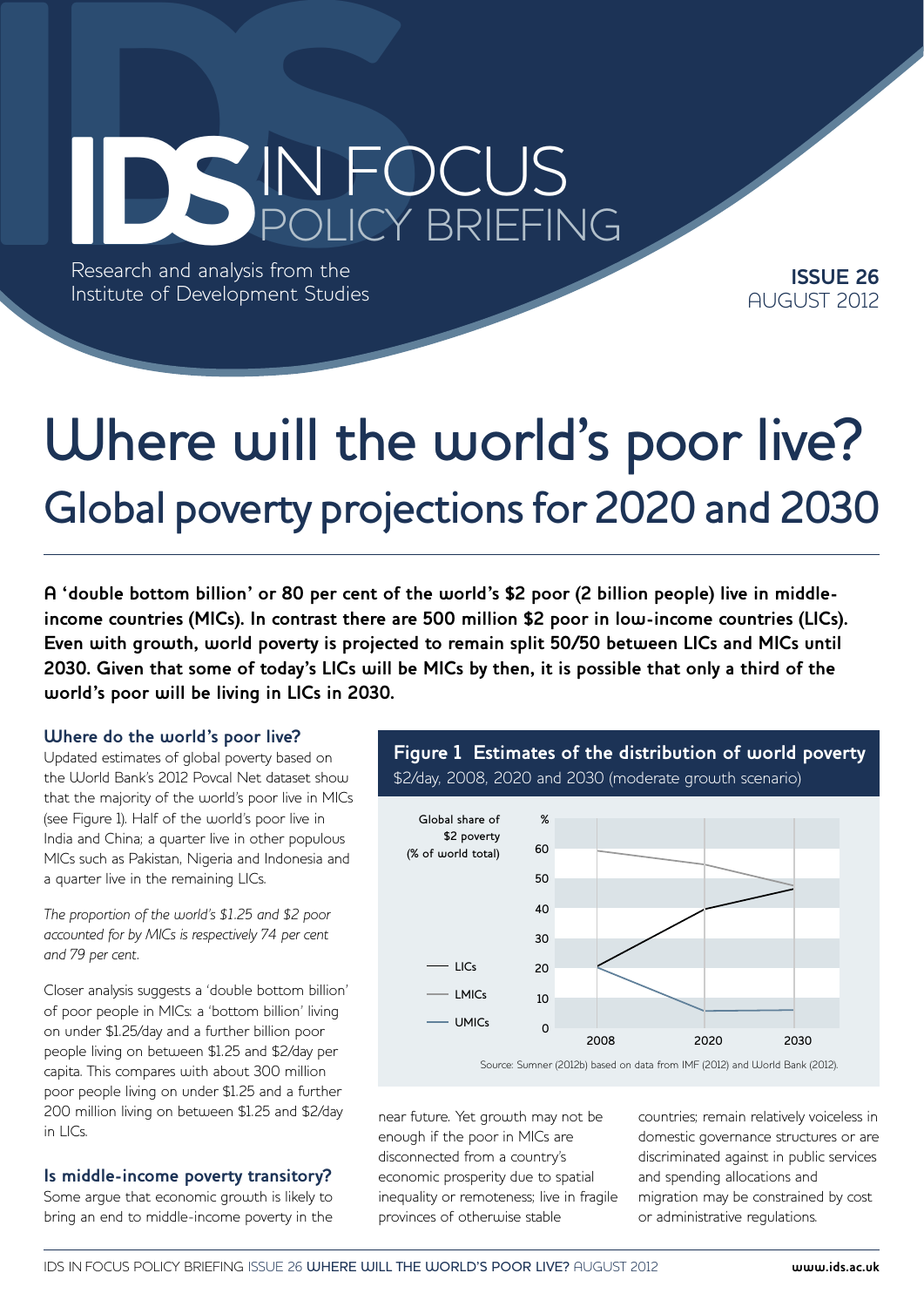# IDS IN FOCUS POLICY BRIEFING

Research and analysis from the Institute of Development Studies

**ISSUE 26**
AUGUST 2012

# Where will the world's poor live?

## Global poverty projections for 2020 and 2030

**A 'double bottom billion' or 80 per cent of the world's $2 poor (2 billion people) live in middle-income countries (MICs). In contrast there are 500 million $2 poor in low-income countries (LICs). Even with growth, world poverty is projected to remain split 50/50 between LICs and MICs until 2030. Given that some of today's LICs will be MICs by then, it is possible that only a third of the world's poor will be living in LICs in 2030.**

### Where do the world's poor live?

Updated estimates of global poverty based on the World Bank's 2012 Povcal Net dataset show that the majority of the world's poor live in MICs (see Figure 1). Half of the world's poor live in India and China; a quarter live in other populous MICs such as Pakistan, Nigeria and Indonesia and a quarter live in the remaining LICs.

*The proportion of the world's $1.25 and $2 poor accounted for by MICs is respectively 74 per cent and 79 per cent.*

Closer analysis suggests a 'double bottom billion' of poor people in MICs: a 'bottom billion' living on under $1.25/day and a further billion poor people living on between $1.25 and $2/day per capita. This compares with about 300 million poor people living on under $1.25 and a further 200 million living on between $1.25 and $2/day in LICs.

**Figure 1 Estimates of the distribution of world poverty**
$2/day, 2008, 2020 and 2030 (moderate growth scenario)

Source: Sumner (2012b) based on data from IMF (2012) and World Bank (2012).

### Is middle-income poverty transitory?

Some argue that economic growth is likely to bring an end to middle-income poverty in the near future. Yet growth may not be enough if the poor in MICs are disconnected from a country's economic prosperity due to spatial inequality or remoteness; live in fragile provinces of otherwise stable countries; remain relatively voiceless in domestic governance structures or are discriminated against in public services and spending allocations and migration may be constrained by cost or administrative regulations.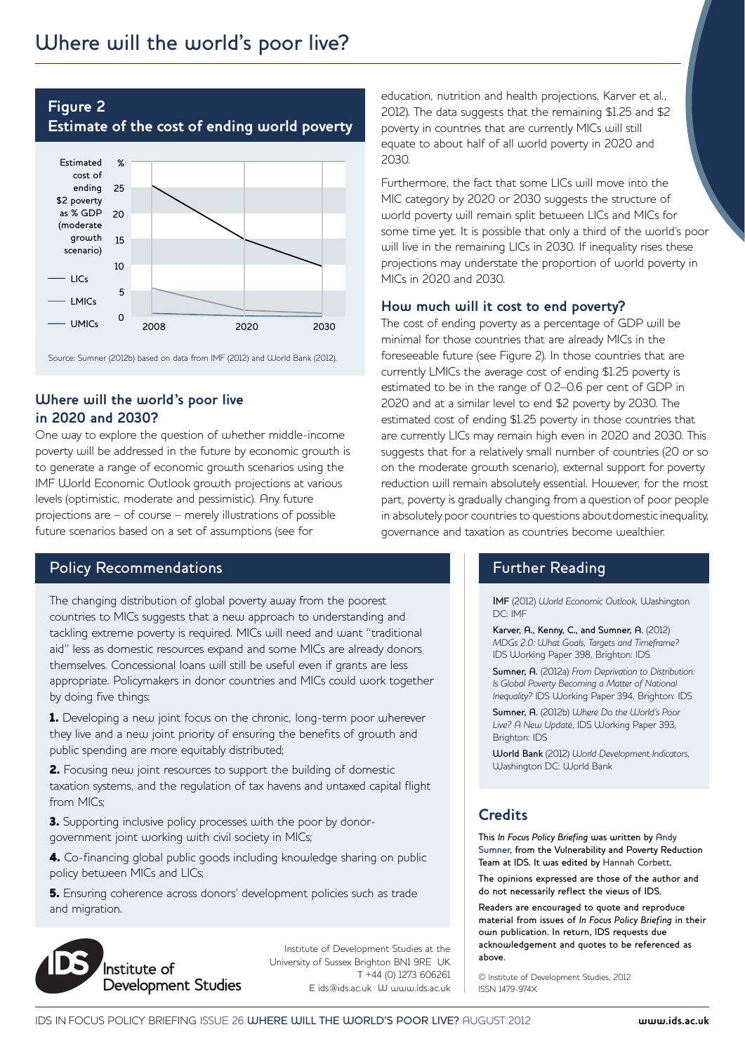# Where will the world's poor live?

## Figure 2
## Estimate of the cost of ending world poverty

Estimated cost of ending $2 poverty as % GDP (moderate growth scenario)

%
25
20
15
10
5
0

2008
2020
2030

LICs
LMICs
UMICs

Source: Sumner (2012b) based on data from IMF (2012) and World Bank (2012).

### Where will the world's poor live in 2020 and 2030?

One way to explore the question of whether middle-income poverty will be addressed in the future by economic growth is to generate a range of economic growth scenarios using the IMF World Economic Outlook growth projections at various levels (optimistic, moderate and pessimistic). Any future projections are – of course – merely illustrations of possible future scenarios based on a set of assumptions (see for education, nutrition and health projections, Karver et al., 2012). The data suggests that the remaining $1.25 and $2 poverty in countries that are currently MICs will still equate to about half of all world poverty in 2020 and 2030.

Furthermore, the fact that some LICs will move into the MIC category by 2020 or 2030 suggests the structure of world poverty will remain split between LICs and MICs for some time yet. It is possible that only a third of the world's poor will live in the remaining LICs in 2030. If inequality rises these projections may understate the proportion of world poverty in MICs in 2020 and 2030.

### How much will it cost to end poverty?

The cost of ending poverty as a percentage of GDP will be minimal for those countries that are already MICs in the foreseeable future (see Figure 2). In those countries that are currently LMICs the average cost of ending $1.25 poverty is estimated to be in the range of 0.2–0.6 per cent of GDP in 2020 and at a similar level to end $2 poverty by 2030. The estimated cost of ending $1.25 poverty in those countries that are currently LICs may remain high even in 2020 and 2030. This suggests that for a relatively small number of countries (20 or so on the moderate growth scenario), external support for poverty reduction will remain absolutely essential. However, for the most part, poverty is gradually changing from a question of poor people in absolutely poor countries to questions about domestic inequality, governance and taxation as countries become wealthier.

## Policy Recommendations

The changing distribution of global poverty away from the poorest countries to MICs suggests that a new approach to understanding and tackling extreme poverty is required. MICs will need and want "traditional aid" less as domestic resources expand and some MICs are already donors themselves. Concessional loans will still be useful even if grants are less appropriate. Policymakers in donor countries and MICs could work together by doing five things:

**1.** Developing a new joint focus on the chronic, long-term poor wherever they live and a new joint priority of ensuring the benefits of growth and public spending are more equitably distributed;

**2.** Focusing new joint resources to support the building of domestic taxation systems, and the regulation of tax havens and untaxed capital flight from MICs;

**3.** Supporting inclusive policy processes with the poor by donor-government joint working with civil society in MICs;

**4.** Co-financing global public goods including knowledge sharing on public policy between MICs and LICs;

**5.** Ensuring coherence across donors' development policies such as trade and migration.

## Further Reading

**IMF** (2012) *World Economic Outlook*, Washington DC: IMF

**Karver, A., Kenny, C., and Sumner, A.** (2012) *MDGs 2.0: What Goals, Targets and Timeframe?* IDS Working Paper 398, Brighton: IDS

**Sumner, A.** (2012a) *From Deprivation to Distribution: Is Global Poverty Becoming a Matter of National Inequality?* IDS Working Paper 394, Brighton: IDS

**Sumner, A.** (2012b) *Where Do the World's Poor Live? A New Update*, IDS Working Paper 393, Brighton: IDS

**World Bank** (2012) *World Development Indicators*, Washington DC: World Bank

## Credits

This *In Focus Policy Briefing* was written by Andy Sumner, from the Vulnerability and Poverty Reduction Team at IDS. It was edited by Hannah Corbett.

The opinions expressed are those of the author and do not necessarily reflect the views of IDS.

Readers are encouraged to quote and reproduce material from issues of *In Focus Policy Briefing* in their own publication. In return, IDS requests due acknowledgement and quotes to be referenced as above.

© Institute of Development Studies, 2012
ISSN 1479-974X

Institute of Development Studies

Institute of Development Studies at the University of Sussex Brighton BN1 9RE UK
T +44 (0) 1273 606261
E ids@ids.ac.uk W www.ids.ac.uk